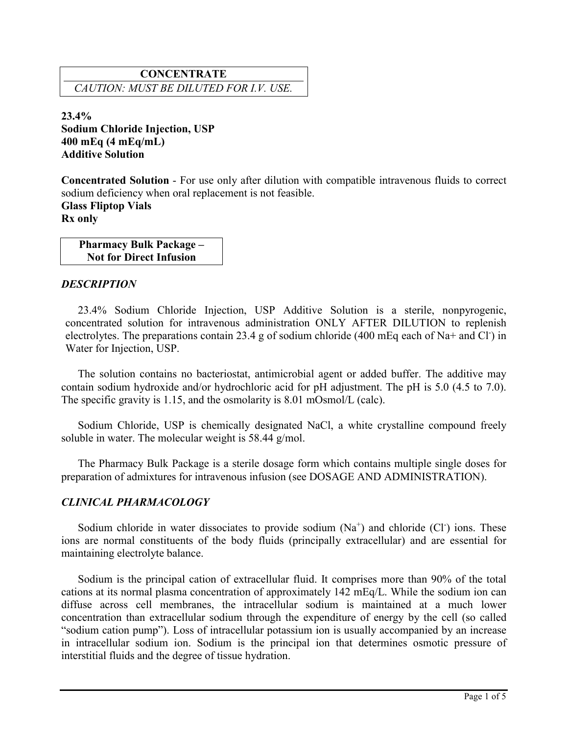**CONCENTRATE**

*CAUTION: MUST BE DILUTED FOR I.V. USE.*

**23.4%**
**Sodium Chloride Injection, USP**
**400 mEq (4 mEq/mL)**
**Additive Solution**

**Concentrated Solution** - For use only after dilution with compatible intravenous fluids to correct sodium deficiency when oral replacement is not feasible.
**Glass Fliptop Vials**
**Rx only**

**Pharmacy Bulk Package – Not for Direct Infusion**

## *DESCRIPTION*

23.4% Sodium Chloride Injection, USP Additive Solution is a sterile, nonpyrogenic, concentrated solution for intravenous administration ONLY AFTER DILUTION to replenish electrolytes. The preparations contain 23.4 g of sodium chloride (400 mEq each of Na+ and $Cl^-$) in Water for Injection, USP.

The solution contains no bacteriostat, antimicrobial agent or added buffer. The additive may contain sodium hydroxide and/or hydrochloric acid for pH adjustment. The pH is 5.0 (4.5 to 7.0). The specific gravity is 1.15, and the osmolarity is 8.01 mOsmol/L (calc).

Sodium Chloride, USP is chemically designated NaCl, a white crystalline compound freely soluble in water. The molecular weight is 58.44 g/mol.

The Pharmacy Bulk Package is a sterile dosage form which contains multiple single doses for preparation of admixtures for intravenous infusion (see DOSAGE AND ADMINISTRATION).

## *CLINICAL PHARMACOLOGY*

Sodium chloride in water dissociates to provide sodium ($Na^+$) and chloride ($Cl^-$) ions. These ions are normal constituents of the body fluids (principally extracellular) and are essential for maintaining electrolyte balance.

Sodium is the principal cation of extracellular fluid. It comprises more than 90% of the total cations at its normal plasma concentration of approximately 142 mEq/L. While the sodium ion can diffuse across cell membranes, the intracellular sodium is maintained at a much lower concentration than extracellular sodium through the expenditure of energy by the cell (so called "sodium cation pump"). Loss of intracellular potassium ion is usually accompanied by an increase in intracellular sodium ion. Sodium is the principal ion that determines osmotic pressure of interstitial fluids and the degree of tissue hydration.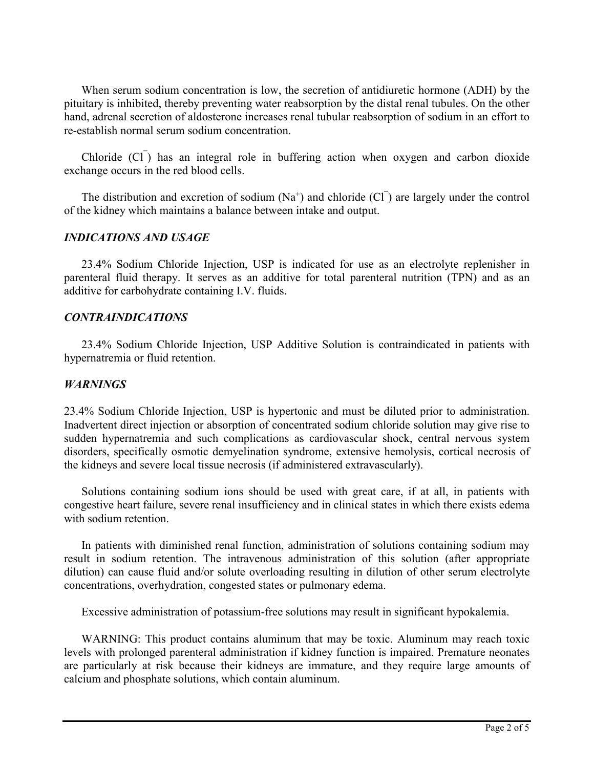When serum sodium concentration is low, the secretion of antidiuretic hormone (ADH) by the pituitary is inhibited, thereby preventing water reabsorption by the distal renal tubules. On the other hand, adrenal secretion of aldosterone increases renal tubular reabsorption of sodium in an effort to re-establish normal serum sodium concentration.

Chloride ($Cl^-$) has an integral role in buffering action when oxygen and carbon dioxide exchange occurs in the red blood cells.

The distribution and excretion of sodium ($Na^+$) and chloride ($Cl^-$) are largely under the control of the kidney which maintains a balance between intake and output.

### *INDICATIONS AND USAGE*

23.4% Sodium Chloride Injection, USP is indicated for use as an electrolyte replenisher in parenteral fluid therapy. It serves as an additive for total parenteral nutrition (TPN) and as an additive for carbohydrate containing I.V. fluids.

### *CONTRAINDICATIONS*

23.4% Sodium Chloride Injection, USP Additive Solution is contraindicated in patients with hypernatremia or fluid retention.

### *WARNINGS*

23.4% Sodium Chloride Injection, USP is hypertonic and must be diluted prior to administration. Inadvertent direct injection or absorption of concentrated sodium chloride solution may give rise to sudden hypernatremia and such complications as cardiovascular shock, central nervous system disorders, specifically osmotic demyelination syndrome, extensive hemolysis, cortical necrosis of the kidneys and severe local tissue necrosis (if administered extravascularly).

Solutions containing sodium ions should be used with great care, if at all, in patients with congestive heart failure, severe renal insufficiency and in clinical states in which there exists edema with sodium retention.

In patients with diminished renal function, administration of solutions containing sodium may result in sodium retention. The intravenous administration of this solution (after appropriate dilution) can cause fluid and/or solute overloading resulting in dilution of other serum electrolyte concentrations, overhydration, congested states or pulmonary edema.

Excessive administration of potassium-free solutions may result in significant hypokalemia.

WARNING: This product contains aluminum that may be toxic. Aluminum may reach toxic levels with prolonged parenteral administration if kidney function is impaired. Premature neonates are particularly at risk because their kidneys are immature, and they require large amounts of calcium and phosphate solutions, which contain aluminum.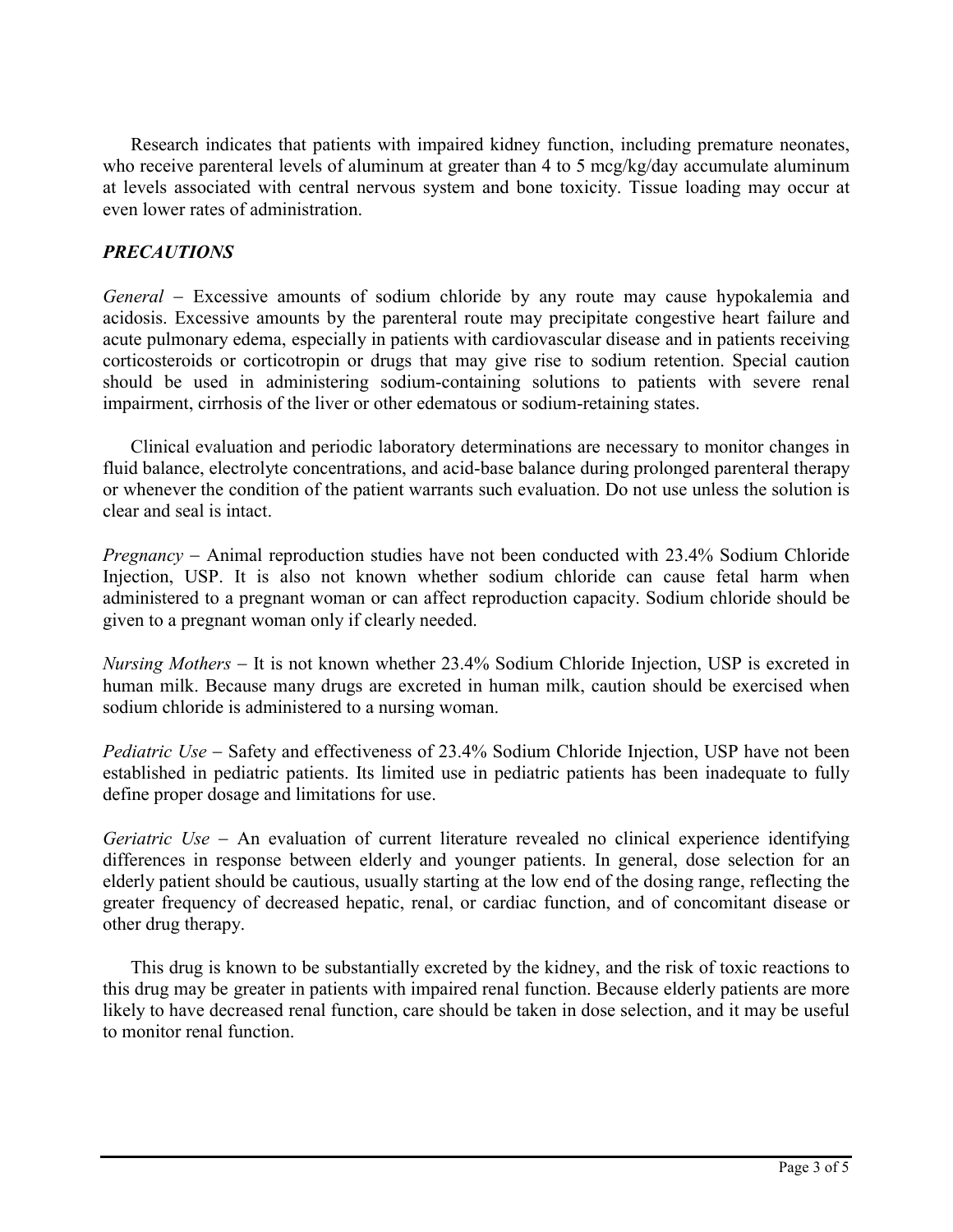Research indicates that patients with impaired kidney function, including premature neonates, who receive parenteral levels of aluminum at greater than 4 to 5 mcg/kg/day accumulate aluminum at levels associated with central nervous system and bone toxicity. Tissue loading may occur at even lower rates of administration.

### *PRECAUTIONS*

*General* – Excessive amounts of sodium chloride by any route may cause hypokalemia and acidosis. Excessive amounts by the parenteral route may precipitate congestive heart failure and acute pulmonary edema, especially in patients with cardiovascular disease and in patients receiving corticosteroids or corticotropin or drugs that may give rise to sodium retention. Special caution should be used in administering sodium-containing solutions to patients with severe renal impairment, cirrhosis of the liver or other edematous or sodium-retaining states.

Clinical evaluation and periodic laboratory determinations are necessary to monitor changes in fluid balance, electrolyte concentrations, and acid-base balance during prolonged parenteral therapy or whenever the condition of the patient warrants such evaluation. Do not use unless the solution is clear and seal is intact.

*Pregnancy* – Animal reproduction studies have not been conducted with 23.4% Sodium Chloride Injection, USP. It is also not known whether sodium chloride can cause fetal harm when administered to a pregnant woman or can affect reproduction capacity. Sodium chloride should be given to a pregnant woman only if clearly needed.

*Nursing Mothers* – It is not known whether 23.4% Sodium Chloride Injection, USP is excreted in human milk. Because many drugs are excreted in human milk, caution should be exercised when sodium chloride is administered to a nursing woman.

*Pediatric Use* – Safety and effectiveness of 23.4% Sodium Chloride Injection, USP have not been established in pediatric patients. Its limited use in pediatric patients has been inadequate to fully define proper dosage and limitations for use.

*Geriatric Use* – An evaluation of current literature revealed no clinical experience identifying differences in response between elderly and younger patients. In general, dose selection for an elderly patient should be cautious, usually starting at the low end of the dosing range, reflecting the greater frequency of decreased hepatic, renal, or cardiac function, and of concomitant disease or other drug therapy.

This drug is known to be substantially excreted by the kidney, and the risk of toxic reactions to this drug may be greater in patients with impaired renal function. Because elderly patients are more likely to have decreased renal function, care should be taken in dose selection, and it may be useful to monitor renal function.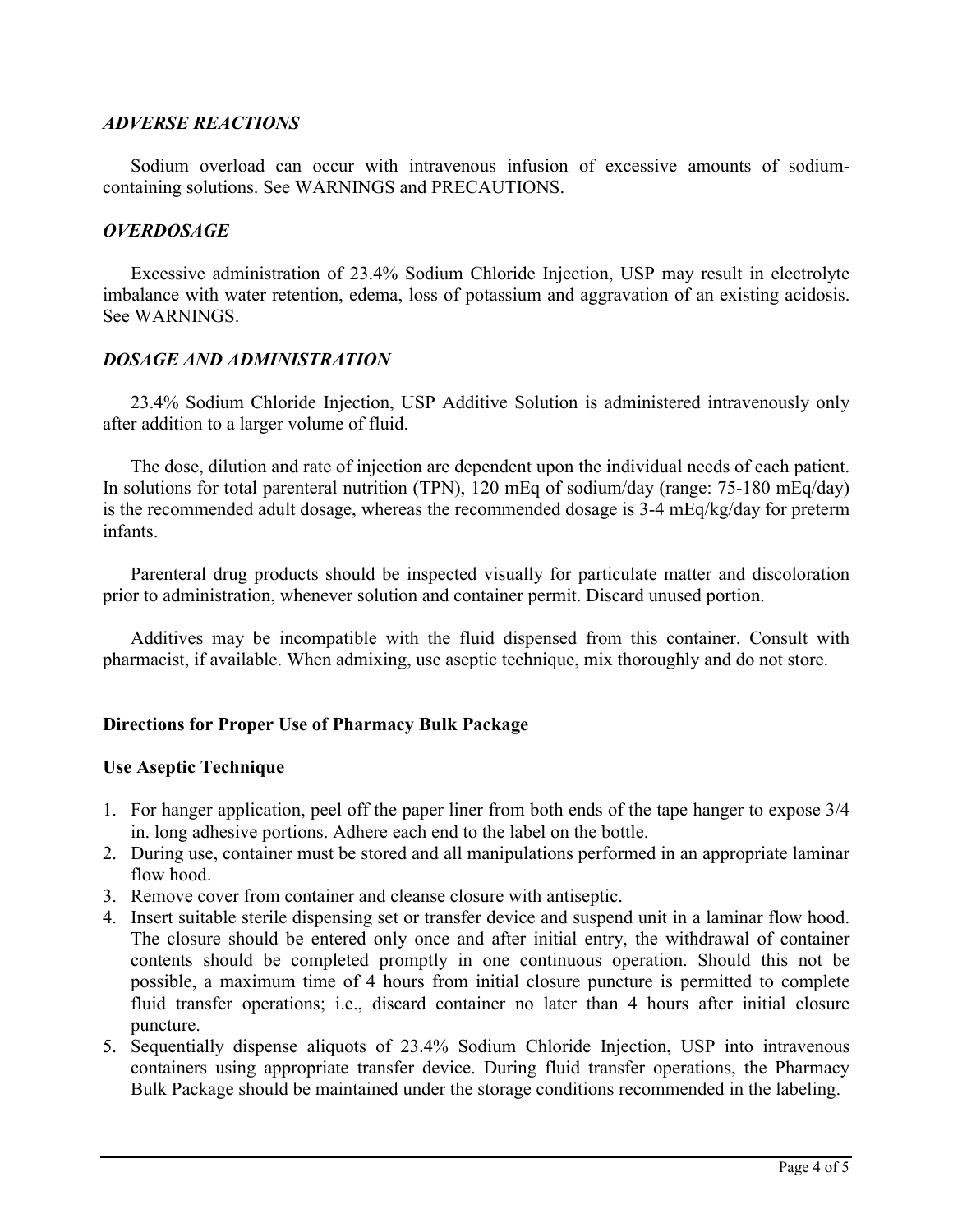### *ADVERSE REACTIONS*

Sodium overload can occur with intravenous infusion of excessive amounts of sodium-containing solutions. See WARNINGS and PRECAUTIONS.

### *OVERDOSAGE*

Excessive administration of 23.4% Sodium Chloride Injection, USP may result in electrolyte imbalance with water retention, edema, loss of potassium and aggravation of an existing acidosis. See WARNINGS.

### *DOSAGE AND ADMINISTRATION*

23.4% Sodium Chloride Injection, USP Additive Solution is administered intravenously only after addition to a larger volume of fluid.

The dose, dilution and rate of injection are dependent upon the individual needs of each patient. In solutions for total parenteral nutrition (TPN), 120 mEq of sodium/day (range: 75-180 mEq/day) is the recommended adult dosage, whereas the recommended dosage is 3-4 mEq/kg/day for preterm infants.

Parenteral drug products should be inspected visually for particulate matter and discoloration prior to administration, whenever solution and container permit. Discard unused portion.

Additives may be incompatible with the fluid dispensed from this container. Consult with pharmacist, if available. When admixing, use aseptic technique, mix thoroughly and do not store.

**Directions for Proper Use of Pharmacy Bulk Package**

**Use Aseptic Technique**

1. For hanger application, peel off the paper liner from both ends of the tape hanger to expose 3/4 in. long adhesive portions. Adhere each end to the label on the bottle.
2. During use, container must be stored and all manipulations performed in an appropriate laminar flow hood.
3. Remove cover from container and cleanse closure with antiseptic.
4. Insert suitable sterile dispensing set or transfer device and suspend unit in a laminar flow hood. The closure should be entered only once and after initial entry, the withdrawal of container contents should be completed promptly in one continuous operation. Should this not be possible, a maximum time of 4 hours from initial closure puncture is permitted to complete fluid transfer operations; i.e., discard container no later than 4 hours after initial closure puncture.
5. Sequentially dispense aliquots of 23.4% Sodium Chloride Injection, USP into intravenous containers using appropriate transfer device. During fluid transfer operations, the Pharmacy Bulk Package should be maintained under the storage conditions recommended in the labeling.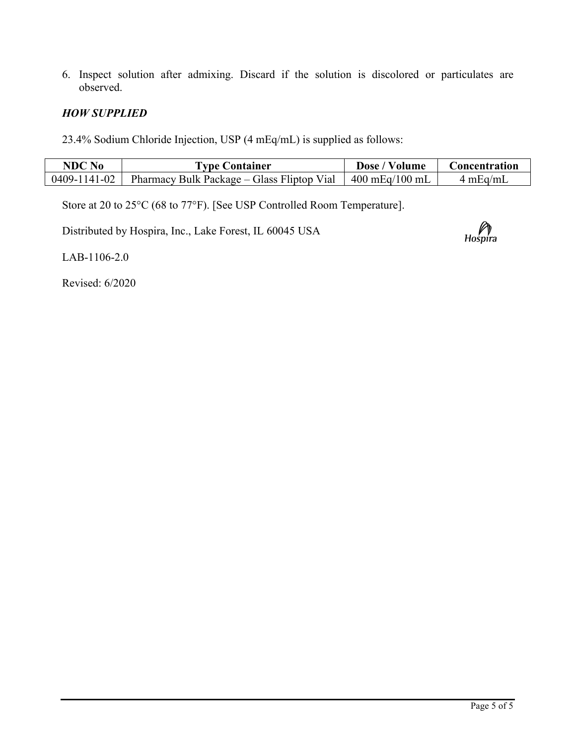6. Inspect solution after admixing. Discard if the solution is discolored or particulates are observed.

***HOW SUPPLIED***

23.4% Sodium Chloride Injection, USP (4 mEq/mL) is supplied as follows:

| NDC No | Type Container | Dose / Volume | Concentration |
|---|---|---|---|
| 0409-1141-02 | Pharmacy Bulk Package – Glass Fliptop Vial | 400 mEq/100 mL | 4 mEq/mL |

Store at 20 to 25°C (68 to 77°F). [See USP Controlled Room Temperature].

Distributed by Hospira, Inc., Lake Forest, IL 60045 USA

Hospira

LAB-1106-2.0

Revised: 6/2020